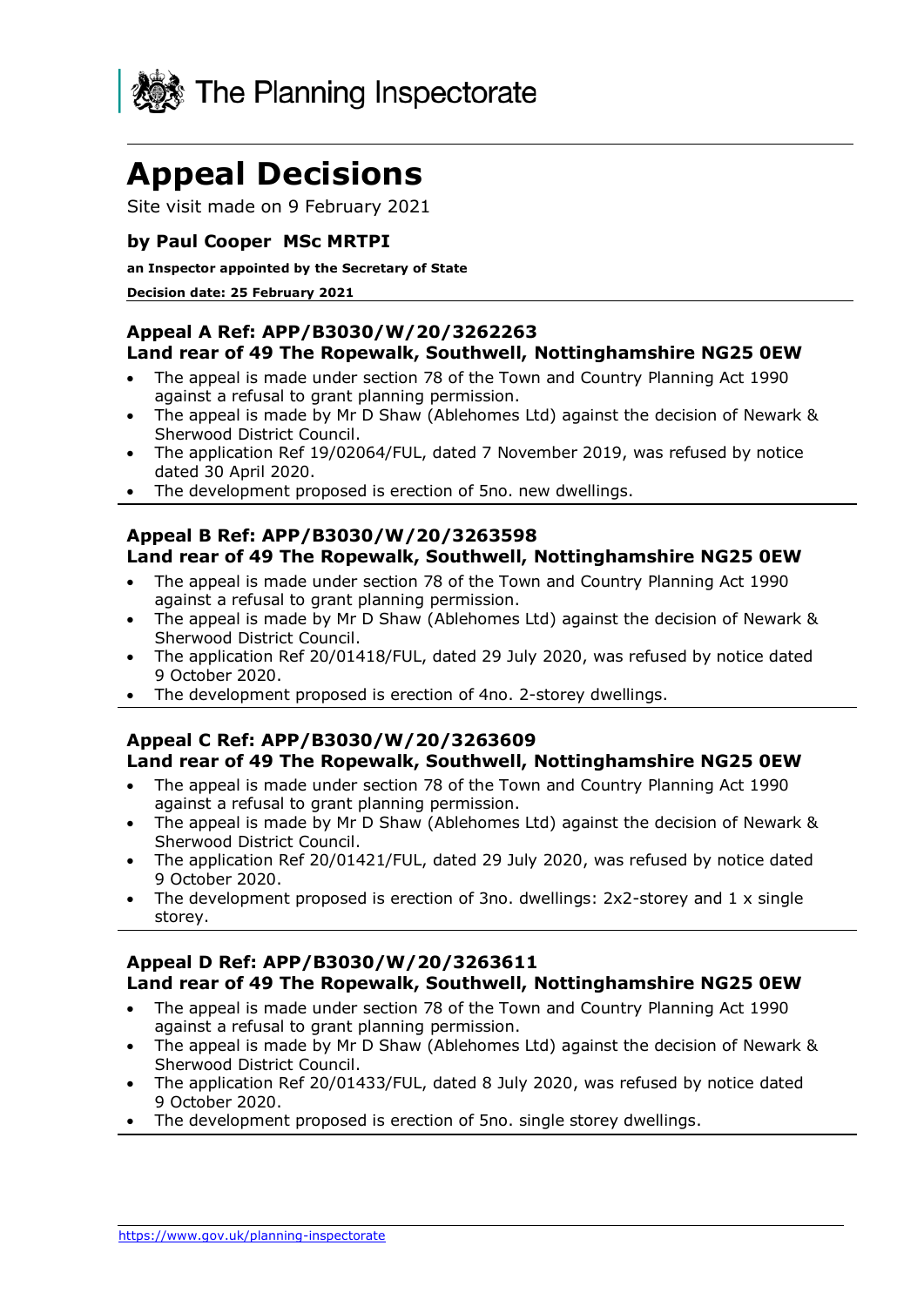The Planning Inspectorate

# Appeal Decisions

Site visit made on 9 February 2021

### by Paul Cooper MSc MRTPI

**an Inspector appointed by the Secretary of State**

**Decision date: 25 February 2021**

### Appeal A Ref: APP/B3030/W/20/3262263
### Land rear of 49 The Ropewalk, Southwell, Nottinghamshire NG25 0EW

- The appeal is made under section 78 of the Town and Country Planning Act 1990 against a refusal to grant planning permission.
- The appeal is made by Mr D Shaw (Ablehomes Ltd) against the decision of Newark & Sherwood District Council.
- The application Ref 19/02064/FUL, dated 7 November 2019, was refused by notice dated 30 April 2020.
- The development proposed is erection of 5no. new dwellings.

### Appeal B Ref: APP/B3030/W/20/3263598
### Land rear of 49 The Ropewalk, Southwell, Nottinghamshire NG25 0EW

- The appeal is made under section 78 of the Town and Country Planning Act 1990 against a refusal to grant planning permission.
- The appeal is made by Mr D Shaw (Ablehomes Ltd) against the decision of Newark & Sherwood District Council.
- The application Ref 20/01418/FUL, dated 29 July 2020, was refused by notice dated 9 October 2020.
- The development proposed is erection of 4no. 2-storey dwellings.

### Appeal C Ref: APP/B3030/W/20/3263609
### Land rear of 49 The Ropewalk, Southwell, Nottinghamshire NG25 0EW

- The appeal is made under section 78 of the Town and Country Planning Act 1990 against a refusal to grant planning permission.
- The appeal is made by Mr D Shaw (Ablehomes Ltd) against the decision of Newark & Sherwood District Council.
- The application Ref 20/01421/FUL, dated 29 July 2020, was refused by notice dated 9 October 2020.
- The development proposed is erection of 3no. dwellings: 2x2-storey and 1 x single storey.

### Appeal D Ref: APP/B3030/W/20/3263611
### Land rear of 49 The Ropewalk, Southwell, Nottinghamshire NG25 0EW

- The appeal is made under section 78 of the Town and Country Planning Act 1990 against a refusal to grant planning permission.
- The appeal is made by Mr D Shaw (Ablehomes Ltd) against the decision of Newark & Sherwood District Council.
- The application Ref 20/01433/FUL, dated 8 July 2020, was refused by notice dated 9 October 2020.
- The development proposed is erection of 5no. single storey dwellings.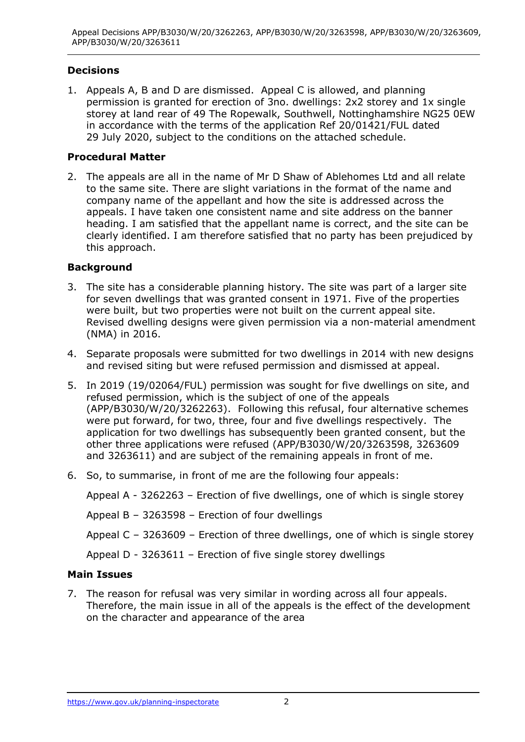## Decisions

1. Appeals A, B and D are dismissed. Appeal C is allowed, and planning permission is granted for erection of 3no. dwellings: 2x2 storey and 1x single storey at land rear of 49 The Ropewalk, Southwell, Nottinghamshire NG25 0EW in accordance with the terms of the application Ref 20/01421/FUL dated 29 July 2020, subject to the conditions on the attached schedule.

## Procedural Matter

2. The appeals are all in the name of Mr D Shaw of Ablehomes Ltd and all relate to the same site. There are slight variations in the format of the name and company name of the appellant and how the site is addressed across the appeals. I have taken one consistent name and site address on the banner heading. I am satisfied that the appellant name is correct, and the site can be clearly identified. I am therefore satisfied that no party has been prejudiced by this approach.

## Background

3. The site has a considerable planning history. The site was part of a larger site for seven dwellings that was granted consent in 1971. Five of the properties were built, but two properties were not built on the current appeal site. Revised dwelling designs were given permission via a non-material amendment (NMA) in 2016.

4. Separate proposals were submitted for two dwellings in 2014 with new designs and revised siting but were refused permission and dismissed at appeal.

5. In 2019 (19/02064/FUL) permission was sought for five dwellings on site, and refused permission, which is the subject of one of the appeals (APP/B3030/W/20/3262263). Following this refusal, four alternative schemes were put forward, for two, three, four and five dwellings respectively. The application for two dwellings has subsequently been granted consent, but the other three applications were refused (APP/B3030/W/20/3263598, 3263609 and 3263611) and are subject of the remaining appeals in front of me.

6. So, to summarise, in front of me are the following four appeals:

   Appeal A - 3262263 – Erection of five dwellings, one of which is single storey

   Appeal B – 3263598 – Erection of four dwellings

   Appeal C – 3263609 – Erection of three dwellings, one of which is single storey

   Appeal D - 3263611 – Erection of five single storey dwellings

## Main Issues

7. The reason for refusal was very similar in wording across all four appeals. Therefore, the main issue in all of the appeals is the effect of the development on the character and appearance of the area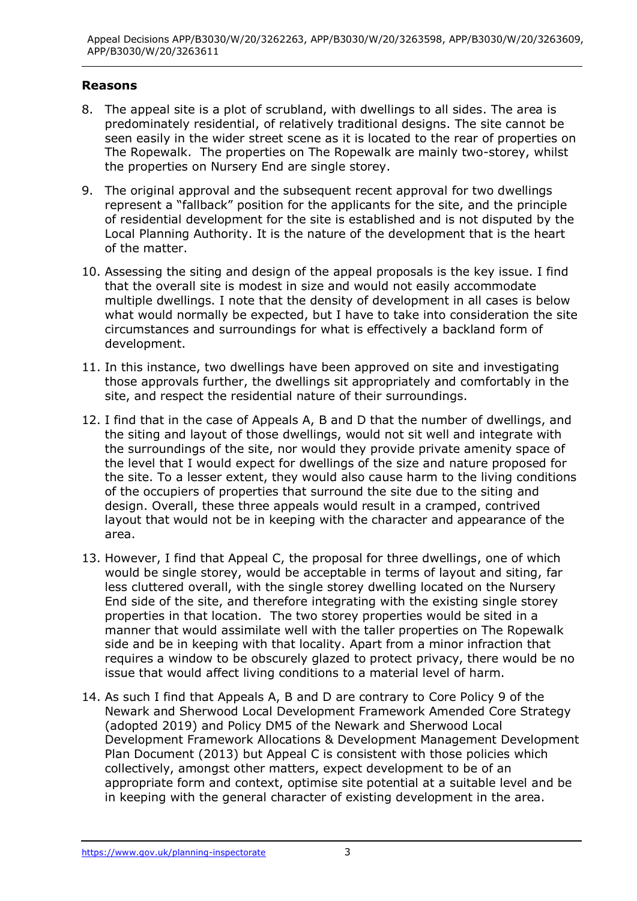**Reasons**

8. The appeal site is a plot of scrubland, with dwellings to all sides. The area is predominately residential, of relatively traditional designs. The site cannot be seen easily in the wider street scene as it is located to the rear of properties on The Ropewalk. The properties on The Ropewalk are mainly two-storey, whilst the properties on Nursery End are single storey.

9. The original approval and the subsequent recent approval for two dwellings represent a "fallback" position for the applicants for the site, and the principle of residential development for the site is established and is not disputed by the Local Planning Authority. It is the nature of the development that is the heart of the matter.

10. Assessing the siting and design of the appeal proposals is the key issue. I find that the overall site is modest in size and would not easily accommodate multiple dwellings. I note that the density of development in all cases is below what would normally be expected, but I have to take into consideration the site circumstances and surroundings for what is effectively a backland form of development.

11. In this instance, two dwellings have been approved on site and investigating those approvals further, the dwellings sit appropriately and comfortably in the site, and respect the residential nature of their surroundings.

12. I find that in the case of Appeals A, B and D that the number of dwellings, and the siting and layout of those dwellings, would not sit well and integrate with the surroundings of the site, nor would they provide private amenity space of the level that I would expect for dwellings of the size and nature proposed for the site. To a lesser extent, they would also cause harm to the living conditions of the occupiers of properties that surround the site due to the siting and design. Overall, these three appeals would result in a cramped, contrived layout that would not be in keeping with the character and appearance of the area.

13. However, I find that Appeal C, the proposal for three dwellings, one of which would be single storey, would be acceptable in terms of layout and siting, far less cluttered overall, with the single storey dwelling located on the Nursery End side of the site, and therefore integrating with the existing single storey properties in that location. The two storey properties would be sited in a manner that would assimilate well with the taller properties on The Ropewalk side and be in keeping with that locality. Apart from a minor infraction that requires a window to be obscurely glazed to protect privacy, there would be no issue that would affect living conditions to a material level of harm.

14. As such I find that Appeals A, B and D are contrary to Core Policy 9 of the Newark and Sherwood Local Development Framework Amended Core Strategy (adopted 2019) and Policy DM5 of the Newark and Sherwood Local Development Framework Allocations & Development Management Development Plan Document (2013) but Appeal C is consistent with those policies which collectively, amongst other matters, expect development to be of an appropriate form and context, optimise site potential at a suitable level and be in keeping with the general character of existing development in the area.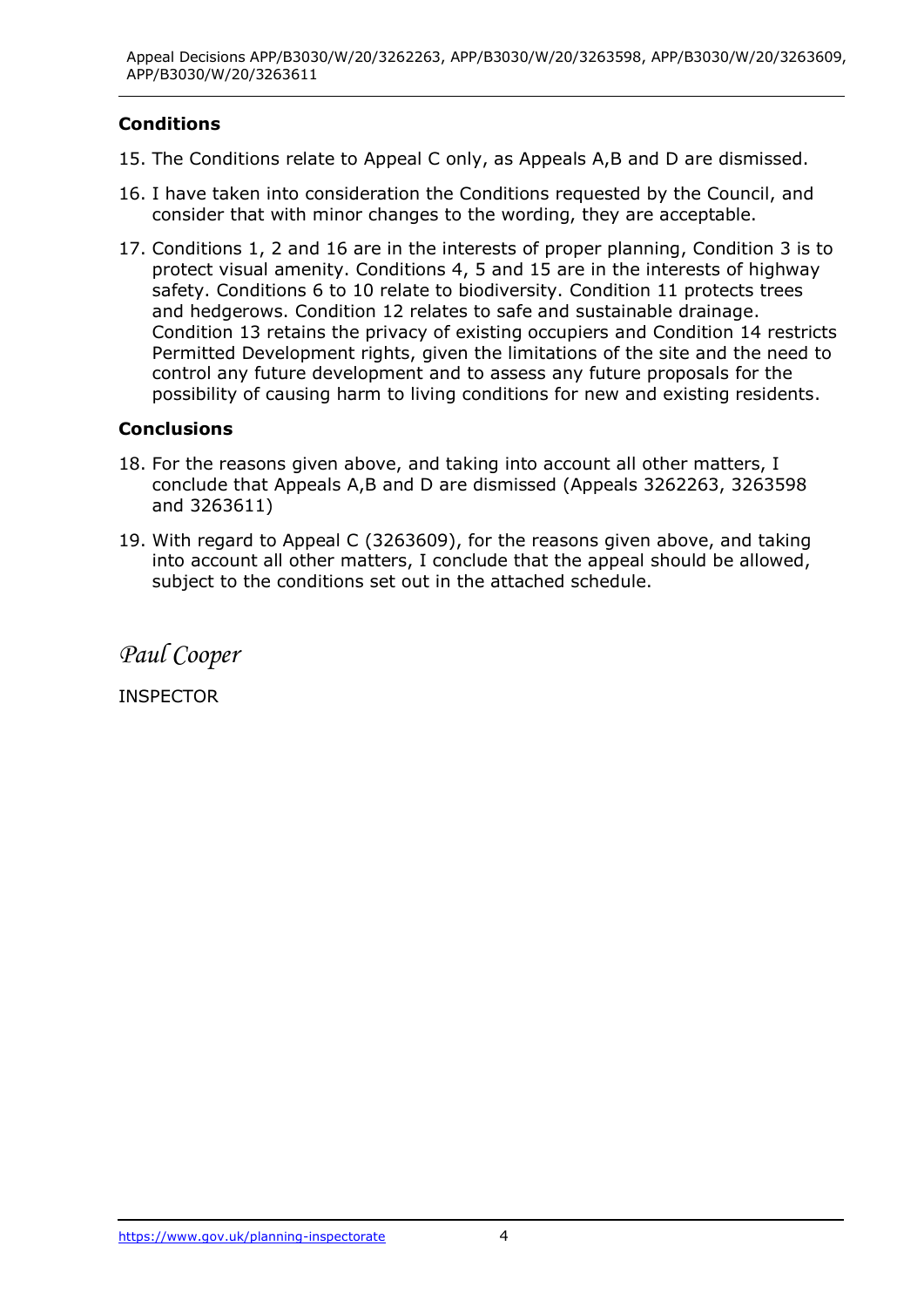**Conditions**

15. The Conditions relate to Appeal C only, as Appeals A,B and D are dismissed.

16. I have taken into consideration the Conditions requested by the Council, and consider that with minor changes to the wording, they are acceptable.

17. Conditions 1, 2 and 16 are in the interests of proper planning, Condition 3 is to protect visual amenity. Conditions 4, 5 and 15 are in the interests of highway safety. Conditions 6 to 10 relate to biodiversity. Condition 11 protects trees and hedgerows. Condition 12 relates to safe and sustainable drainage. Condition 13 retains the privacy of existing occupiers and Condition 14 restricts Permitted Development rights, given the limitations of the site and the need to control any future development and to assess any future proposals for the possibility of causing harm to living conditions for new and existing residents.

**Conclusions**

18. For the reasons given above, and taking into account all other matters, I conclude that Appeals A,B and D are dismissed (Appeals 3262263, 3263598 and 3263611)

19. With regard to Appeal C (3263609), for the reasons given above, and taking into account all other matters, I conclude that the appeal should be allowed, subject to the conditions set out in the attached schedule.

*Paul Cooper*

INSPECTOR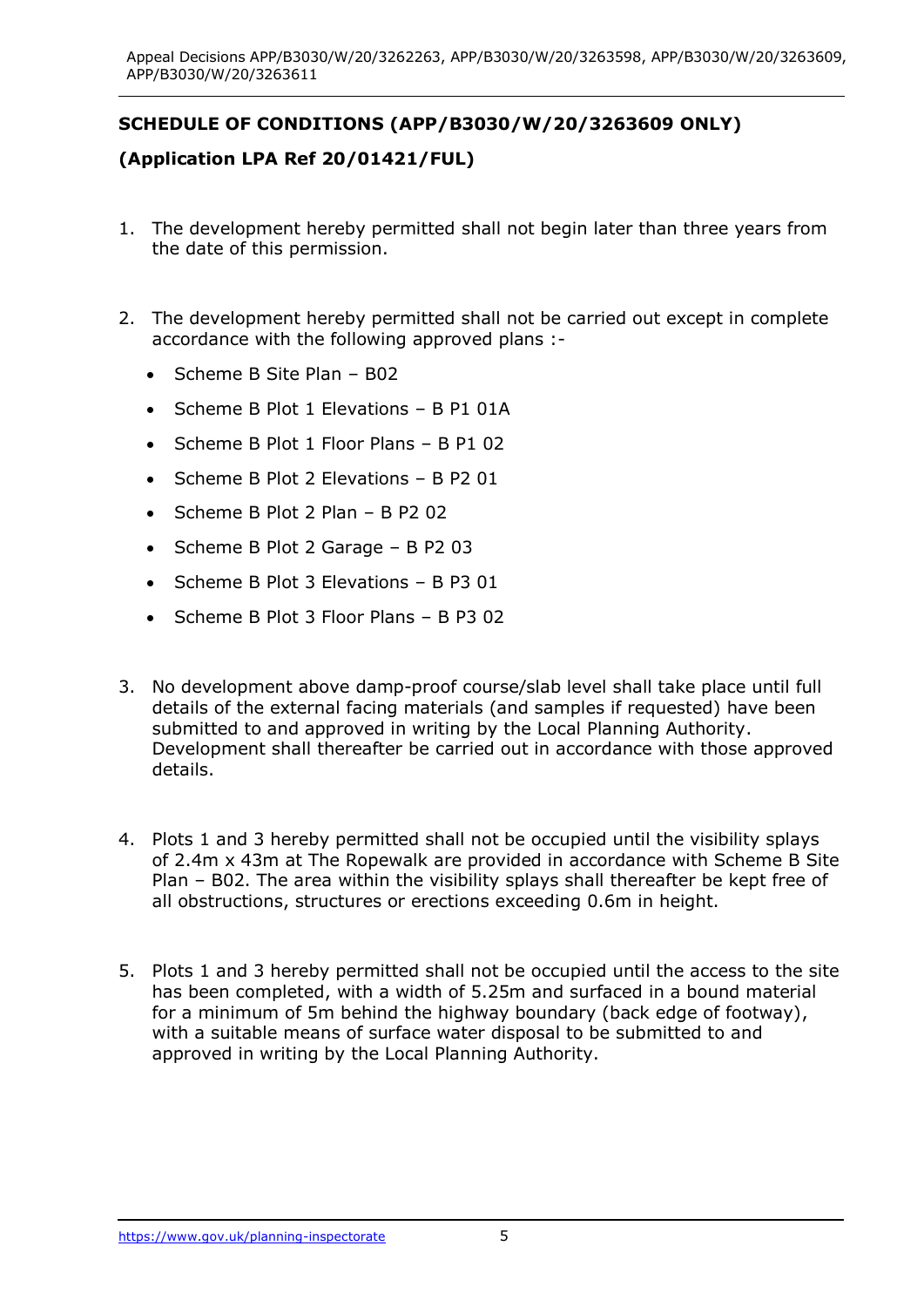**SCHEDULE OF CONDITIONS (APP/B3030/W/20/3263609 ONLY)**

**(Application LPA Ref 20/01421/FUL)**

1. The development hereby permitted shall not begin later than three years from the date of this permission.

2. The development hereby permitted shall not be carried out except in complete accordance with the following approved plans :-

   - Scheme B Site Plan – B02
   - Scheme B Plot 1 Elevations – B P1 01A
   - Scheme B Plot 1 Floor Plans – B P1 02
   - Scheme B Plot 2 Elevations – B P2 01
   - Scheme B Plot 2 Plan – B P2 02
   - Scheme B Plot 2 Garage – B P2 03
   - Scheme B Plot 3 Elevations – B P3 01
   - Scheme B Plot 3 Floor Plans – B P3 02

3. No development above damp-proof course/slab level shall take place until full details of the external facing materials (and samples if requested) have been submitted to and approved in writing by the Local Planning Authority. Development shall thereafter be carried out in accordance with those approved details.

4. Plots 1 and 3 hereby permitted shall not be occupied until the visibility splays of 2.4m x 43m at The Ropewalk are provided in accordance with Scheme B Site Plan – B02. The area within the visibility splays shall thereafter be kept free of all obstructions, structures or erections exceeding 0.6m in height.

5. Plots 1 and 3 hereby permitted shall not be occupied until the access to the site has been completed, with a width of 5.25m and surfaced in a bound material for a minimum of 5m behind the highway boundary (back edge of footway), with a suitable means of surface water disposal to be submitted to and approved in writing by the Local Planning Authority.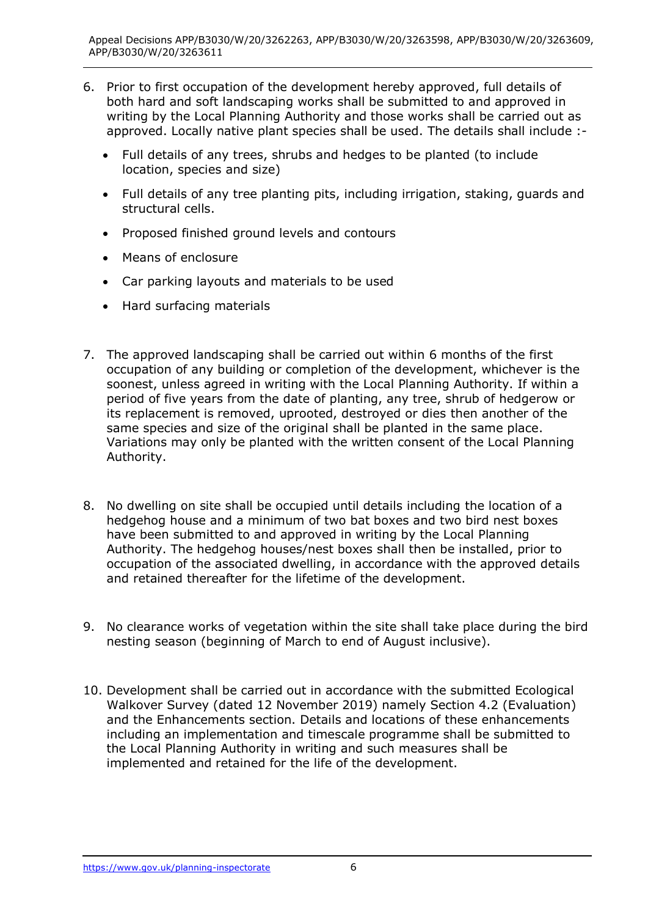6. Prior to first occupation of the development hereby approved, full details of both hard and soft landscaping works shall be submitted to and approved in writing by the Local Planning Authority and those works shall be carried out as approved. Locally native plant species shall be used. The details shall include :-

   - Full details of any trees, shrubs and hedges to be planted (to include location, species and size)
   - Full details of any tree planting pits, including irrigation, staking, guards and structural cells.
   - Proposed finished ground levels and contours
   - Means of enclosure
   - Car parking layouts and materials to be used
   - Hard surfacing materials

7. The approved landscaping shall be carried out within 6 months of the first occupation of any building or completion of the development, whichever is the soonest, unless agreed in writing with the Local Planning Authority. If within a period of five years from the date of planting, any tree, shrub of hedgerow or its replacement is removed, uprooted, destroyed or dies then another of the same species and size of the original shall be planted in the same place. Variations may only be planted with the written consent of the Local Planning Authority.

8. No dwelling on site shall be occupied until details including the location of a hedgehog house and a minimum of two bat boxes and two bird nest boxes have been submitted to and approved in writing by the Local Planning Authority. The hedgehog houses/nest boxes shall then be installed, prior to occupation of the associated dwelling, in accordance with the approved details and retained thereafter for the lifetime of the development.

9. No clearance works of vegetation within the site shall take place during the bird nesting season (beginning of March to end of August inclusive).

10. Development shall be carried out in accordance with the submitted Ecological Walkover Survey (dated 12 November 2019) namely Section 4.2 (Evaluation) and the Enhancements section. Details and locations of these enhancements including an implementation and timescale programme shall be submitted to the Local Planning Authority in writing and such measures shall be implemented and retained for the life of the development.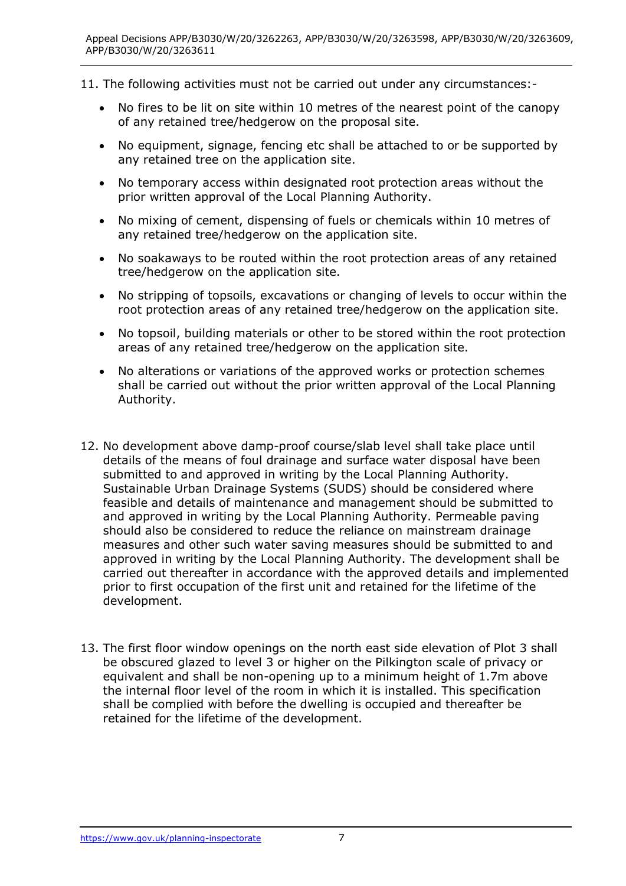11. The following activities must not be carried out under any circumstances:-

    - No fires to be lit on site within 10 metres of the nearest point of the canopy of any retained tree/hedgerow on the proposal site.
    - No equipment, signage, fencing etc shall be attached to or be supported by any retained tree on the application site.
    - No temporary access within designated root protection areas without the prior written approval of the Local Planning Authority.
    - No mixing of cement, dispensing of fuels or chemicals within 10 metres of any retained tree/hedgerow on the application site.
    - No soakaways to be routed within the root protection areas of any retained tree/hedgerow on the application site.
    - No stripping of topsoils, excavations or changing of levels to occur within the root protection areas of any retained tree/hedgerow on the application site.
    - No topsoil, building materials or other to be stored within the root protection areas of any retained tree/hedgerow on the application site.
    - No alterations or variations of the approved works or protection schemes shall be carried out without the prior written approval of the Local Planning Authority.

12. No development above damp-proof course/slab level shall take place until details of the means of foul drainage and surface water disposal have been submitted to and approved in writing by the Local Planning Authority. Sustainable Urban Drainage Systems (SUDS) should be considered where feasible and details of maintenance and management should be submitted to and approved in writing by the Local Planning Authority. Permeable paving should also be considered to reduce the reliance on mainstream drainage measures and other such water saving measures should be submitted to and approved in writing by the Local Planning Authority. The development shall be carried out thereafter in accordance with the approved details and implemented prior to first occupation of the first unit and retained for the lifetime of the development.

13. The first floor window openings on the north east side elevation of Plot 3 shall be obscured glazed to level 3 or higher on the Pilkington scale of privacy or equivalent and shall be non-opening up to a minimum height of 1.7m above the internal floor level of the room in which it is installed. This specification shall be complied with before the dwelling is occupied and thereafter be retained for the lifetime of the development.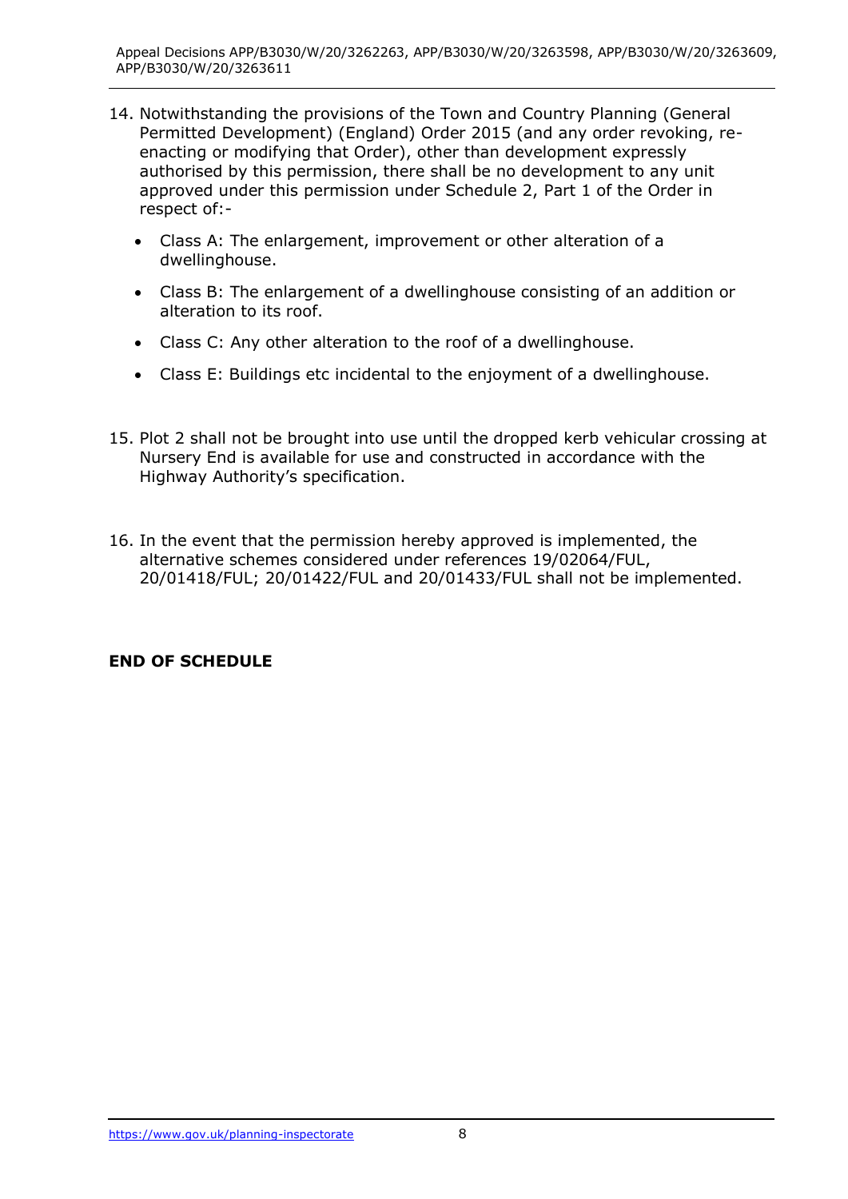14. Notwithstanding the provisions of the Town and Country Planning (General Permitted Development) (England) Order 2015 (and any order revoking, re-enacting or modifying that Order), other than development expressly authorised by this permission, there shall be no development to any unit approved under this permission under Schedule 2, Part 1 of the Order in respect of:-

    - Class A: The enlargement, improvement or other alteration of a dwellinghouse.
    - Class B: The enlargement of a dwellinghouse consisting of an addition or alteration to its roof.
    - Class C: Any other alteration to the roof of a dwellinghouse.
    - Class E: Buildings etc incidental to the enjoyment of a dwellinghouse.

15. Plot 2 shall not be brought into use until the dropped kerb vehicular crossing at Nursery End is available for use and constructed in accordance with the Highway Authority's specification.

16. In the event that the permission hereby approved is implemented, the alternative schemes considered under references 19/02064/FUL, 20/01418/FUL; 20/01422/FUL and 20/01433/FUL shall not be implemented.

**END OF SCHEDULE**